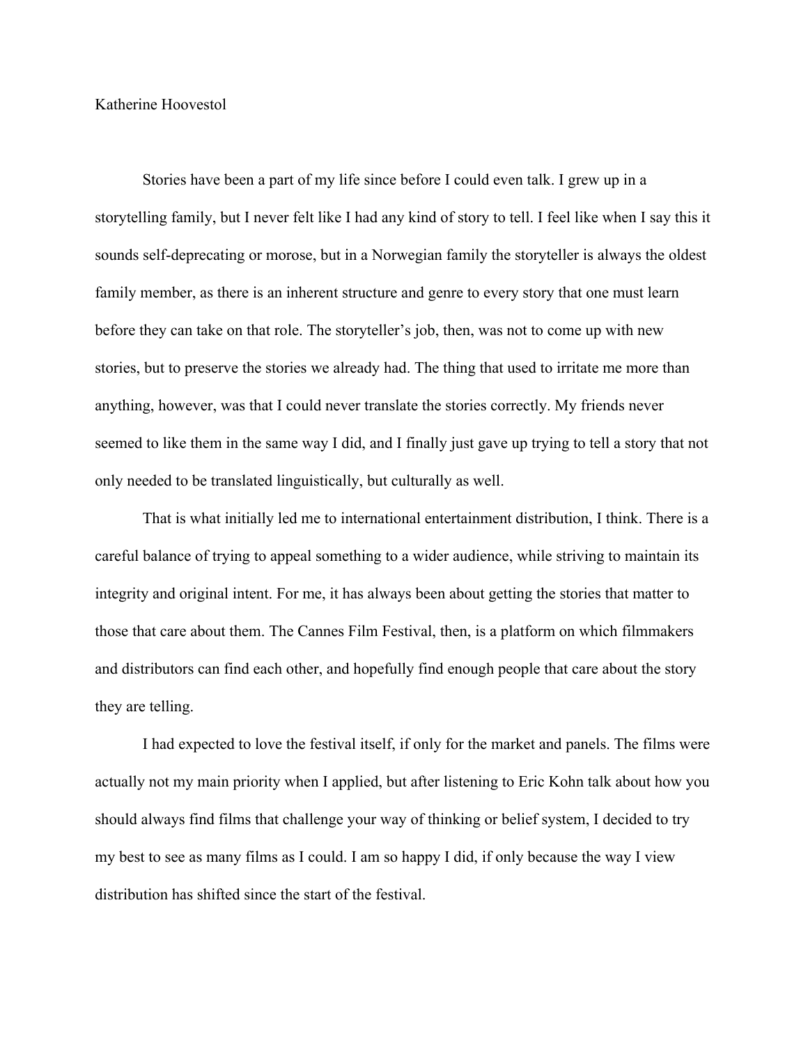Katherine Hoovestol

Stories have been a part of my life since before I could even talk. I grew up in a storytelling family, but I never felt like I had any kind of story to tell. I feel like when I say this it sounds self-deprecating or morose, but in a Norwegian family the storyteller is always the oldest family member, as there is an inherent structure and genre to every story that one must learn before they can take on that role. The storyteller's job, then, was not to come up with new stories, but to preserve the stories we already had. The thing that used to irritate me more than anything, however, was that I could never translate the stories correctly. My friends never seemed to like them in the same way I did, and I finally just gave up trying to tell a story that not only needed to be translated linguistically, but culturally as well.

That is what initially led me to international entertainment distribution, I think. There is a careful balance of trying to appeal something to a wider audience, while striving to maintain its integrity and original intent. For me, it has always been about getting the stories that matter to those that care about them. The Cannes Film Festival, then, is a platform on which filmmakers and distributors can find each other, and hopefully find enough people that care about the story they are telling.

I had expected to love the festival itself, if only for the market and panels. The films were actually not my main priority when I applied, but after listening to Eric Kohn talk about how you should always find films that challenge your way of thinking or belief system, I decided to try my best to see as many films as I could. I am so happy I did, if only because the way I view distribution has shifted since the start of the festival.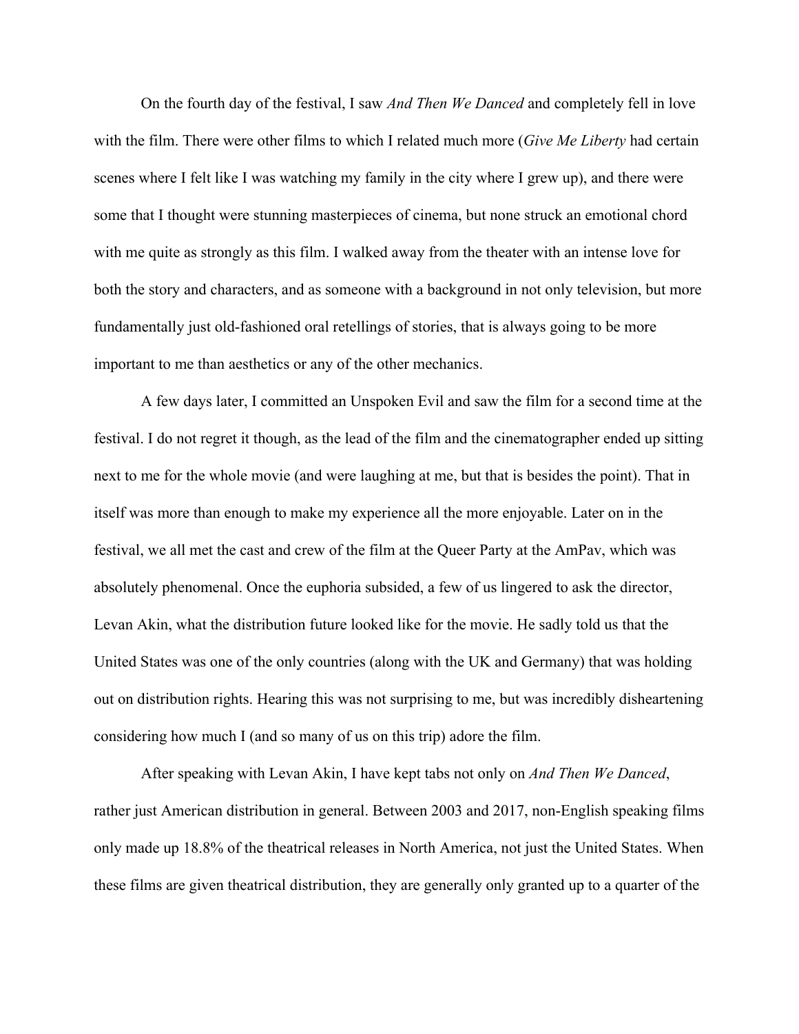On the fourth day of the festival, I saw *And Then We Danced* and completely fell in love with the film. There were other films to which I related much more (*Give Me Liberty* had certain scenes where I felt like I was watching my family in the city where I grew up), and there were some that I thought were stunning masterpieces of cinema, but none struck an emotional chord with me quite as strongly as this film. I walked away from the theater with an intense love for both the story and characters, and as someone with a background in not only television, but more fundamentally just old-fashioned oral retellings of stories, that is always going to be more important to me than aesthetics or any of the other mechanics.

A few days later, I committed an Unspoken Evil and saw the film for a second time at the festival. I do not regret it though, as the lead of the film and the cinematographer ended up sitting next to me for the whole movie (and were laughing at me, but that is besides the point). That in itself was more than enough to make my experience all the more enjoyable. Later on in the festival, we all met the cast and crew of the film at the Queer Party at the AmPav, which was absolutely phenomenal. Once the euphoria subsided, a few of us lingered to ask the director, Levan Akin, what the distribution future looked like for the movie. He sadly told us that the United States was one of the only countries (along with the UK and Germany) that was holding out on distribution rights. Hearing this was not surprising to me, but was incredibly disheartening considering how much I (and so many of us on this trip) adore the film.

After speaking with Levan Akin, I have kept tabs not only on *And Then We Danced*, rather just American distribution in general. Between 2003 and 2017, non-English speaking films only made up 18.8% of the theatrical releases in North America, not just the United States. When these films are given theatrical distribution, they are generally only granted up to a quarter of the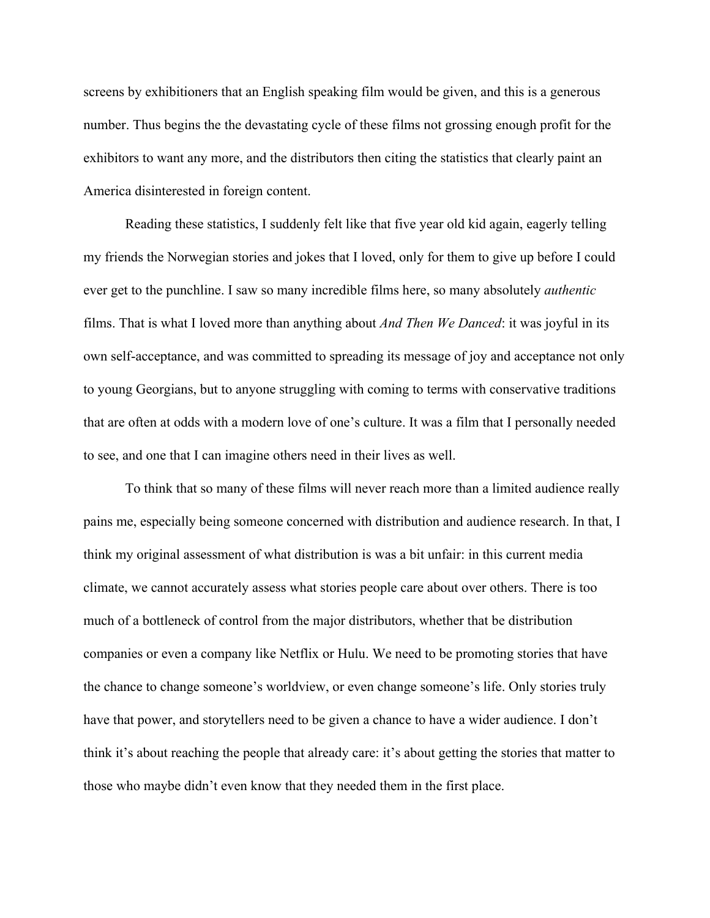screens by exhibitioners that an English speaking film would be given, and this is a generous number. Thus begins the the devastating cycle of these films not grossing enough profit for the exhibitors to want any more, and the distributors then citing the statistics that clearly paint an America disinterested in foreign content.

Reading these statistics, I suddenly felt like that five year old kid again, eagerly telling my friends the Norwegian stories and jokes that I loved, only for them to give up before I could ever get to the punchline. I saw so many incredible films here, so many absolutely *authentic* films. That is what I loved more than anything about *And Then We Danced*: it was joyful in its own self-acceptance, and was committed to spreading its message of joy and acceptance not only to young Georgians, but to anyone struggling with coming to terms with conservative traditions that are often at odds with a modern love of one's culture. It was a film that I personally needed to see, and one that I can imagine others need in their lives as well.

To think that so many of these films will never reach more than a limited audience really pains me, especially being someone concerned with distribution and audience research. In that, I think my original assessment of what distribution is was a bit unfair: in this current media climate, we cannot accurately assess what stories people care about over others. There is too much of a bottleneck of control from the major distributors, whether that be distribution companies or even a company like Netflix or Hulu. We need to be promoting stories that have the chance to change someone's worldview, or even change someone's life. Only stories truly have that power, and storytellers need to be given a chance to have a wider audience. I don't think it's about reaching the people that already care: it's about getting the stories that matter to those who maybe didn't even know that they needed them in the first place.